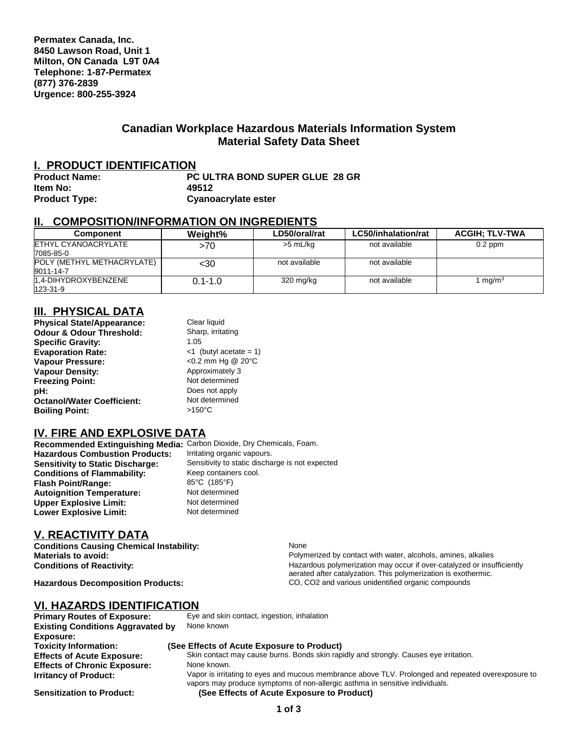**Permatex Canada, Inc.**
**8450 Lawson Road, Unit 1**
**Milton, ON Canada L9T 0A4**
**Telephone: 1-87-Permatex**
**(877) 376-2839**
**Urgence: 800-255-3924**

## Canadian Workplace Hazardous Materials Information System
## Material Safety Data Sheet

## I. PRODUCT IDENTIFICATION

**Product Name:** PC ULTRA BOND SUPER GLUE 28 GR
**Item No:** 49512
**Product Type:** Cyanoacrylate ester

## II. COMPOSITION/INFORMATION ON INGREDIENTS

| Component | Weight% | LD50/oral/rat | LC50/inhalation/rat | ACGIH; TLV-TWA |
|---|---|---|---|---|
| ETHYL CYANOACRYLATE 7085-85-0 | >70 | >5 mL/kg | not available | 0.2 ppm |
| POLY (METHYL METHACRYLATE) 9011-14-7 | <30 | not available | not available | |
| 1,4-DIHYDROXYBENZENE 123-31-9 | 0.1-1.0 | 320 mg/kg | not available | 1 $mg/m^3$ |

## III. PHYSICAL DATA

**Physical State/Appearance:** Clear liquid
**Odour & Odour Threshold:** Sharp, irritating
**Specific Gravity:** 1.05
**Evaporation Rate:** <1 (butyl acetate = 1)
**Vapour Pressure:** <0.2 mm Hg @ 20°C
**Vapour Density:** Approximately 3
**Freezing Point:** Not determined
**pH:** Does not apply
**Octanol/Water Coefficient:** Not determined
**Boiling Point:** >150°C

## IV. FIRE AND EXPLOSIVE DATA

**Recommended Extinguishing Media:** Carbon Dioxide, Dry Chemicals, Foam.
**Hazardous Combustion Products:** Irritating organic vapours.
**Sensitivity to Static Discharge:** Sensitivity to static discharge is not expected
**Conditions of Flammability:** Keep containers cool.
**Flash Point/Range:** 85°C (185°F)
**Autoignition Temperature:** Not determined
**Upper Explosive Limit:** Not determined
**Lower Explosive Limit:** Not determined

## V. REACTIVITY DATA

**Conditions Causing Chemical Instability:** None
**Materials to avoid:** Polymerized by contact with water, alcohols, amines, alkalies
**Conditions of Reactivity:** Hazardous polymerization may occur if over-catalyzed or insufficiently aerated after catalyzation. This polymerization is exothermic.
**Hazardous Decomposition Products:** CO, $CO_2$ and various unidentified organic compounds

## VI. HAZARDS IDENTIFICATION

**Primary Routes of Exposure:** Eye and skin contact, ingestion, inhalation
**Existing Conditions Aggravated by Exposure:** None known
**Toxicity Information:** **(See Effects of Acute Exposure to Product)**
**Effects of Acute Exposure:** Skin contact may cause burns. Bonds skin rapidly and strongly. Causes eye irritation.
**Effects of Chronic Exposure:** None known.
**Irritancy of Product:** Vapor is irritating to eyes and mucous membrance above TLV. Prolonged and repeated overexposure to vapors may produce symptoms of non-allergic asthma in sensitive individuals.
**Sensitization to Product:** **(See Effects of Acute Exposure to Product)**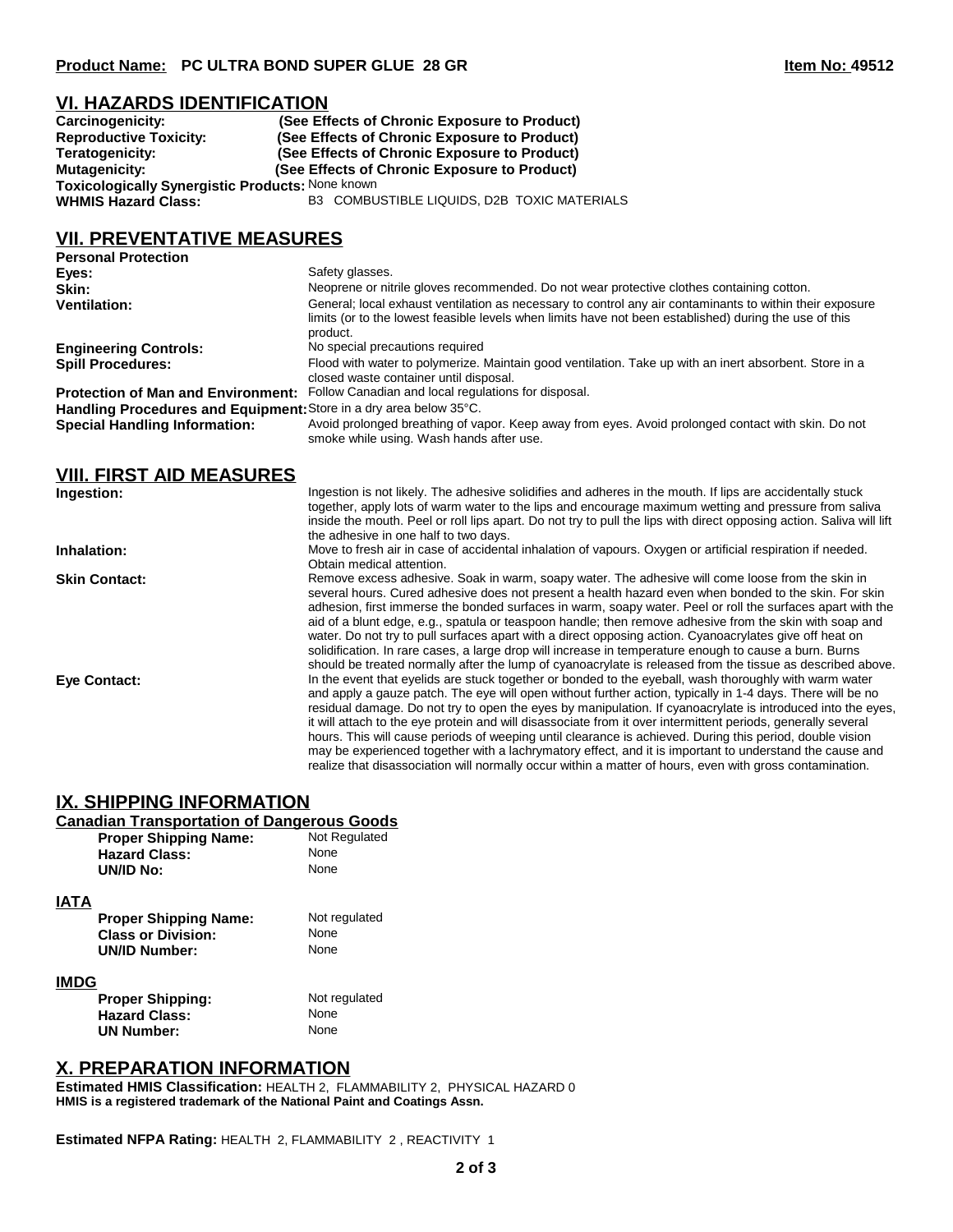**Product Name: PC ULTRA BOND SUPER GLUE 28 GR** **Item No: 49512**

## VI. HAZARDS IDENTIFICATION

**Carcinogenicity:** (See Effects of Chronic Exposure to Product)
**Reproductive Toxicity:** (See Effects of Chronic Exposure to Product)
**Teratogenicity:** (See Effects of Chronic Exposure to Product)
**Mutagenicity:** (See Effects of Chronic Exposure to Product)
**Toxicologically Synergistic Products:** None known
**WHMIS Hazard Class:** B3 COMBUSTIBLE LIQUIDS, D2B TOXIC MATERIALS

## VII. PREVENTATIVE MEASURES

**Personal Protection**

**Eyes:** Safety glasses.

**Skin:** Neoprene or nitrile gloves recommended. Do not wear protective clothes containing cotton.

**Ventilation:** General; local exhaust ventilation as necessary to control any air contaminants to within their exposure limits (or to the lowest feasible levels when limits have not been established) during the use of this product.

**Engineering Controls:** No special precautions required

**Spill Procedures:** Flood with water to polymerize. Maintain good ventilation. Take up with an inert absorbent. Store in a closed waste container until disposal.

**Protection of Man and Environment:** Follow Canadian and local regulations for disposal.

**Handling Procedures and Equipment:** Store in a dry area below 35°C.

**Special Handling Information:** Avoid prolonged breathing of vapor. Keep away from eyes. Avoid prolonged contact with skin. Do not smoke while using. Wash hands after use.

## VIII. FIRST AID MEASURES

**Ingestion:** Ingestion is not likely. The adhesive solidifies and adheres in the mouth. If lips are accidentally stuck together, apply lots of warm water to the lips and encourage maximum wetting and pressure from saliva inside the mouth. Peel or roll lips apart. Do not try to pull the lips with direct opposing action. Saliva will lift the adhesive in one half to two days.

**Inhalation:** Move to fresh air in case of accidental inhalation of vapours. Oxygen or artificial respiration if needed. Obtain medical attention.

**Skin Contact:** Remove excess adhesive. Soak in warm, soapy water. The adhesive will come loose from the skin in several hours. Cured adhesive does not present a health hazard even when bonded to the skin. For skin adhesion, first immerse the bonded surfaces in warm, soapy water. Peel or roll the surfaces apart with the aid of a blunt edge, e.g., spatula or teaspoon handle; then remove adhesive from the skin with soap and water. Do not try to pull surfaces apart with a direct opposing action. Cyanoacrylates give off heat on solidification. In rare cases, a large drop will increase in temperature enough to cause a burn. Burns should be treated normally after the lump of cyanoacrylate is released from the tissue as described above.

**Eye Contact:** In the event that eyelids are stuck together or bonded to the eyeball, wash thoroughly with warm water and apply a gauze patch. The eye will open without further action, typically in 1-4 days. There will be no residual damage. Do not try to open the eyes by manipulation. If cyanoacrylate is introduced into the eyes, it will attach to the eye protein and will disassociate from it over intermittent periods, generally several hours. This will cause periods of weeping until clearance is achieved. During this period, double vision may be experienced together with a lachrymatory effect, and it is important to understand the cause and realize that disassociation will normally occur within a matter of hours, even with gross contamination.

## IX. SHIPPING INFORMATION

### Canadian Transportation of Dangerous Goods

**Proper Shipping Name:** Not Regulated
**Hazard Class:** None
**UN/ID No:** None

### IATA

**Proper Shipping Name:** Not regulated
**Class or Division:** None
**UN/ID Number:** None

### IMDG

**Proper Shipping:** Not regulated
**Hazard Class:** None
**UN Number:** None

## X. PREPARATION INFORMATION

**Estimated HMIS Classification:** HEALTH 2, FLAMMABILITY 2, PHYSICAL HAZARD 0
**HMIS is a registered trademark of the National Paint and Coatings Assn.**

**Estimated NFPA Rating:** HEALTH 2, FLAMMABILITY 2 , REACTIVITY 1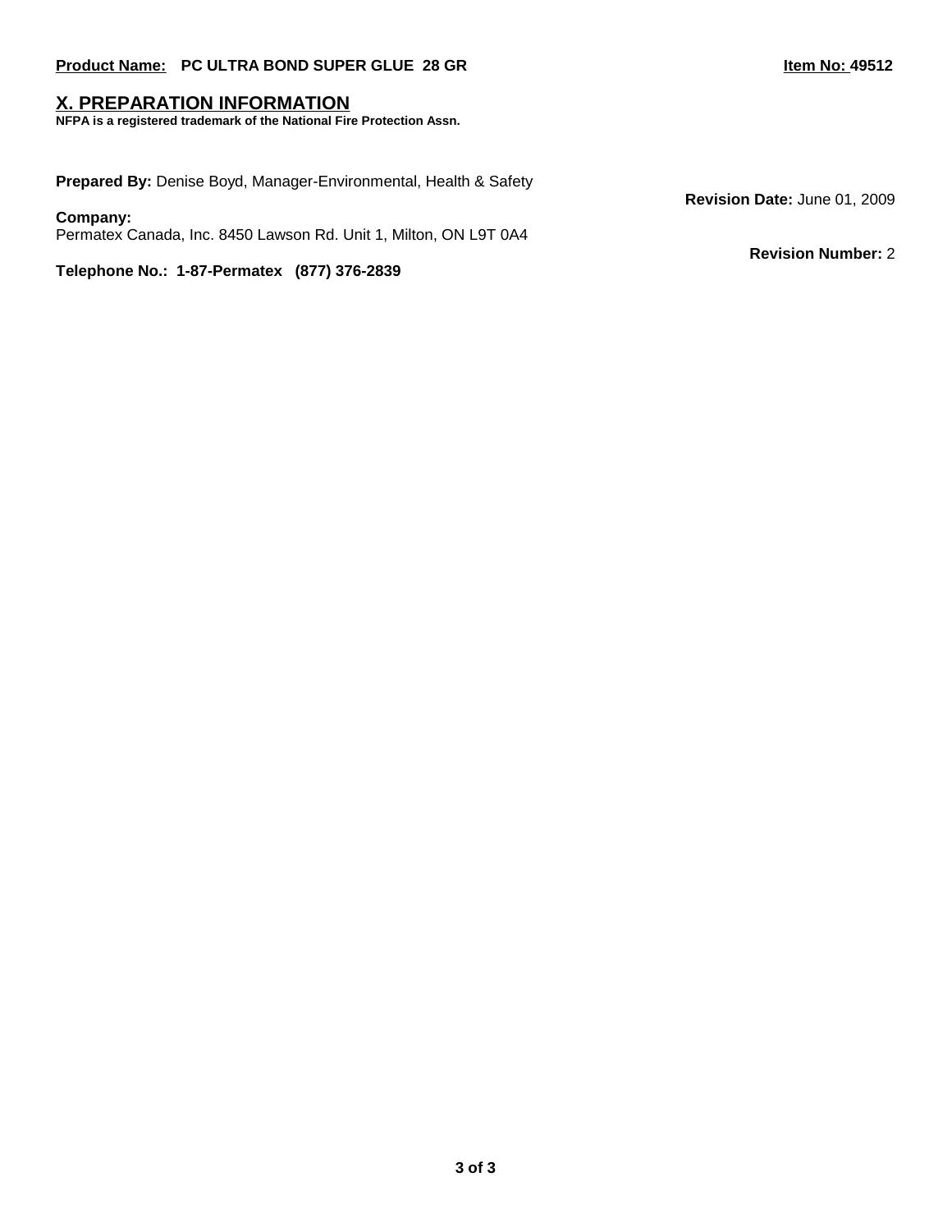## X. PREPARATION INFORMATION

**NFPA is a registered trademark of the National Fire Protection Assn.**

**Prepared By:** Denise Boyd, Manager-Environmental, Health & Safety

**Revision Date:** June 01, 2009

**Company:**
Permatex Canada, Inc. 8450 Lawson Rd. Unit 1, Milton, ON L9T 0A4

**Revision Number:** 2

**Telephone No.: 1-87-Permatex (877) 376-2839**